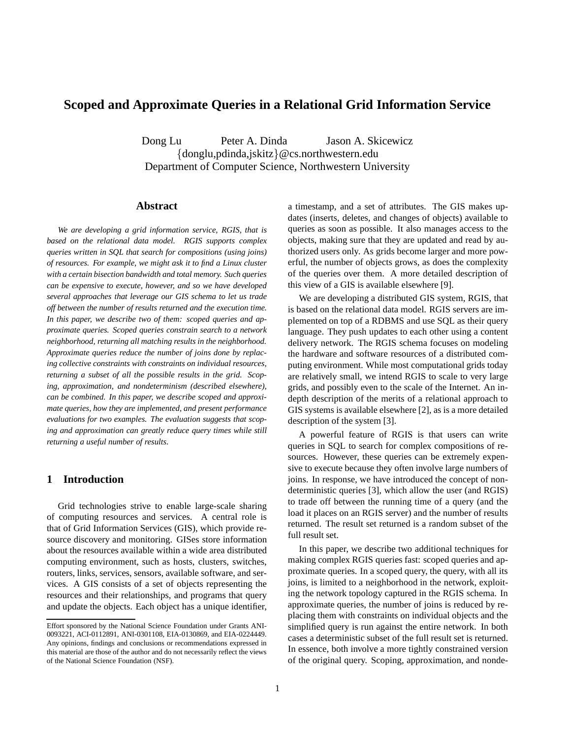# Scoped and Approximate Queries in a Relational Grid Information Service

Dong Lu   Peter A. Dinda   Jason A. Skicewicz
{donglu,pdinda,jskitz}@cs.northwestern.edu
Department of Computer Science, Northwestern University

## Abstract

*We are developing a grid information service, RGIS, that is based on the relational data model. RGIS supports complex queries written in SQL that search for compositions (using joins) of resources. For example, we might ask it to find a Linux cluster with a certain bisection bandwidth and total memory. Such queries can be expensive to execute, however, and so we have developed several approaches that leverage our GIS schema to let us trade off between the number of results returned and the execution time. In this paper, we describe two of them: scoped queries and approximate queries. Scoped queries constrain search to a network neighborhood, returning all matching results in the neighborhood. Approximate queries reduce the number of joins done by replacing collective constraints with constraints on individual resources, returning a subset of all the possible results in the grid. Scoping, approximation, and nondeterminism (described elsewhere), can be combined. In this paper, we describe scoped and approximate queries, how they are implemented, and present performance evaluations for two examples. The evaluation suggests that scoping and approximation can greatly reduce query times while still returning a useful number of results.*

## 1 Introduction

Grid technologies strive to enable large-scale sharing of computing resources and services. A central role is that of Grid Information Services (GIS), which provide resource discovery and monitoring. GISes store information about the resources available within a wide area distributed computing environment, such as hosts, clusters, switches, routers, links, services, sensors, available software, and services. A GIS consists of a set of objects representing the resources and their relationships, and programs that query and update the objects. Each object has a unique identifier, a timestamp, and a set of attributes. The GIS makes updates (inserts, deletes, and changes of objects) available to queries as soon as possible. It also manages access to the objects, making sure that they are updated and read by authorized users only. As grids become larger and more powerful, the number of objects grows, as does the complexity of the queries over them. A more detailed description of this view of a GIS is available elsewhere [9].

We are developing a distributed GIS system, RGIS, that is based on the relational data model. RGIS servers are implemented on top of a RDBMS and use SQL as their query language. They push updates to each other using a content delivery network. The RGIS schema focuses on modeling the hardware and software resources of a distributed computing environment. While most computational grids today are relatively small, we intend RGIS to scale to very large grids, and possibly even to the scale of the Internet. An in-depth description of the merits of a relational approach to GIS systems is available elsewhere [2], as is a more detailed description of the system [3].

A powerful feature of RGIS is that users can write queries in SQL to search for complex compositions of resources. However, these queries can be extremely expensive to execute because they often involve large numbers of joins. In response, we have introduced the concept of nondeterministic queries [3], which allow the user (and RGIS) to trade off between the running time of a query (and the load it places on an RGIS server) and the number of results returned. The result set returned is a random subset of the full result set.

In this paper, we describe two additional techniques for making complex RGIS queries fast: scoped queries and approximate queries. In a scoped query, the query, with all its joins, is limited to a neighborhood in the network, exploiting the network topology captured in the RGIS schema. In approximate queries, the number of joins is reduced by replacing them with constraints on individual objects and the simplified query is run against the entire network. In both cases a deterministic subset of the full result set is returned. In essence, both involve a more tightly constrained version of the original query. Scoping, approximation, and nonde-

Effort sponsored by the National Science Foundation under Grants ANI-0093221, ACI-0112891, ANI-0301108, EIA-0130869, and EIA-0224449. Any opinions, findings and conclusions or recommendations expressed in this material are those of the author and do not necessarily reflect the views of the National Science Foundation (NSF).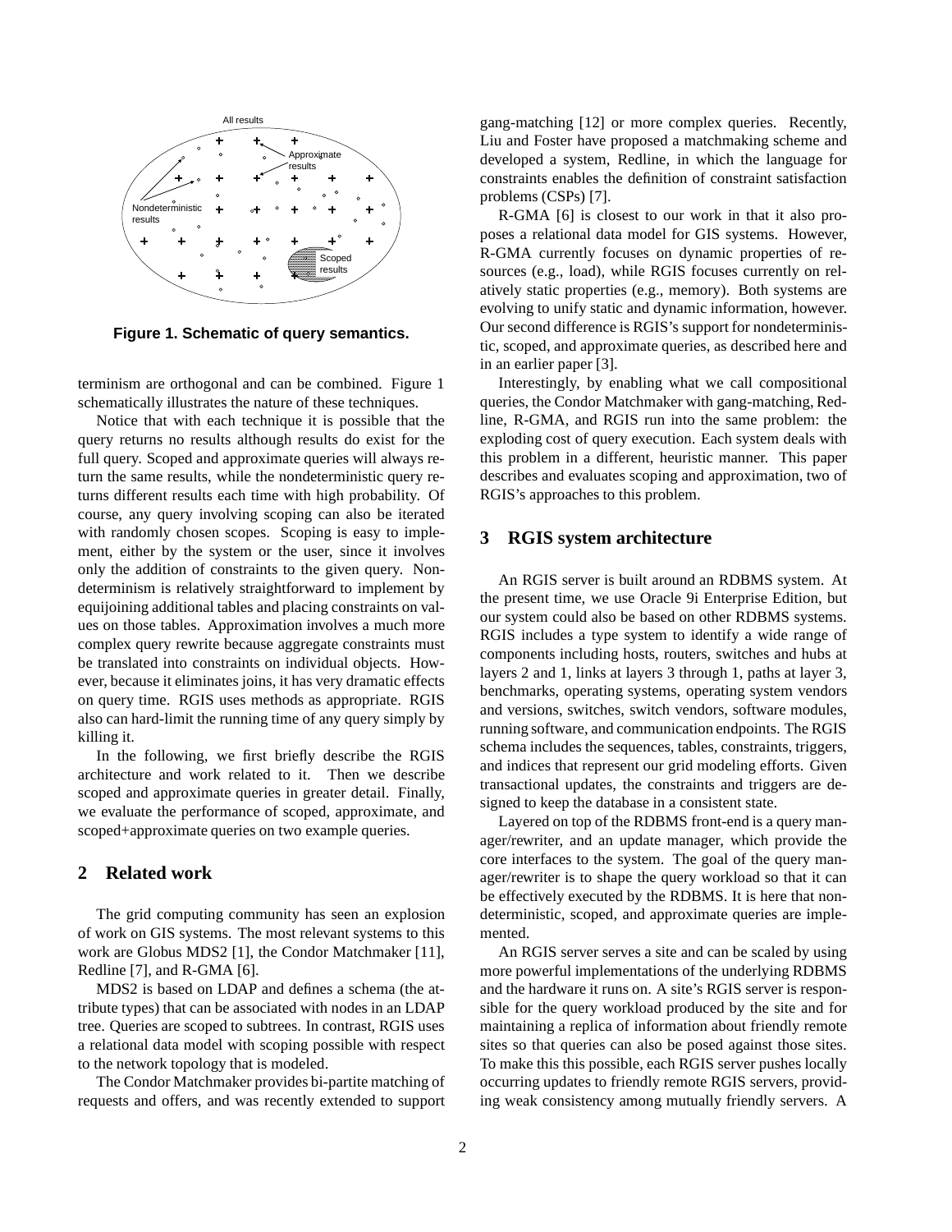All results

Approximate results

Nondeterministic results

Scoped results

**Figure 1. Schematic of query semantics.**

terminism are orthogonal and can be combined. Figure 1 schematically illustrates the nature of these techniques.

Notice that with each technique it is possible that the query returns no results although results do exist for the full query. Scoped and approximate queries will always return the same results, while the nondeterministic query returns different results each time with high probability. Of course, any query involving scoping can also be iterated with randomly chosen scopes. Scoping is easy to implement, either by the system or the user, since it involves only the addition of constraints to the given query. Nondeterminism is relatively straightforward to implement by equijoining additional tables and placing constraints on values on those tables. Approximation involves a much more complex query rewrite because aggregate constraints must be translated into constraints on individual objects. However, because it eliminates joins, it has very dramatic effects on query time. RGIS uses methods as appropriate. RGIS also can hard-limit the running time of any query simply by killing it.

In the following, we first briefly describe the RGIS architecture and work related to it. Then we describe scoped and approximate queries in greater detail. Finally, we evaluate the performance of scoped, approximate, and scoped+approximate queries on two example queries.

## 2 Related work

The grid computing community has seen an explosion of work on GIS systems. The most relevant systems to this work are Globus MDS2 [1], the Condor Matchmaker [11], Redline [7], and R-GMA [6].

MDS2 is based on LDAP and defines a schema (the attribute types) that can be associated with nodes in an LDAP tree. Queries are scoped to subtrees. In contrast, RGIS uses a relational data model with scoping possible with respect to the network topology that is modeled.

The Condor Matchmaker provides bi-partite matching of requests and offers, and was recently extended to support gang-matching [12] or more complex queries. Recently, Liu and Foster have proposed a matchmaking scheme and developed a system, Redline, in which the language for constraints enables the definition of constraint satisfaction problems (CSPs) [7].

R-GMA [6] is closest to our work in that it also proposes a relational data model for GIS systems. However, R-GMA currently focuses on dynamic properties of resources (e.g., load), while RGIS focuses currently on relatively static properties (e.g., memory). Both systems are evolving to unify static and dynamic information, however. Our second difference is RGIS's support for nondeterministic, scoped, and approximate queries, as described here and in an earlier paper [3].

Interestingly, by enabling what we call compositional queries, the Condor Matchmaker with gang-matching, Redline, R-GMA, and RGIS run into the same problem: the exploding cost of query execution. Each system deals with this problem in a different, heuristic manner. This paper describes and evaluates scoping and approximation, two of RGIS's approaches to this problem.

## 3 RGIS system architecture

An RGIS server is built around an RDBMS system. At the present time, we use Oracle 9i Enterprise Edition, but our system could also be based on other RDBMS systems. RGIS includes a type system to identify a wide range of components including hosts, routers, switches and hubs at layers 2 and 1, links at layers 3 through 1, paths at layer 3, benchmarks, operating systems, operating system vendors and versions, switches, switch vendors, software modules, running software, and communication endpoints. The RGIS schema includes the sequences, tables, constraints, triggers, and indices that represent our grid modeling efforts. Given transactional updates, the constraints and triggers are designed to keep the database in a consistent state.

Layered on top of the RDBMS front-end is a query manager/rewriter, and an update manager, which provide the core interfaces to the system. The goal of the query manager/rewriter is to shape the query workload so that it can be effectively executed by the RDBMS. It is here that nondeterministic, scoped, and approximate queries are implemented.

An RGIS server serves a site and can be scaled by using more powerful implementations of the underlying RDBMS and the hardware it runs on. A site's RGIS server is responsible for the query workload produced by the site and for maintaining a replica of information about friendly remote sites so that queries can also be posed against those sites. To make this this possible, each RGIS server pushes locally occurring updates to friendly remote RGIS servers, providing weak consistency among mutually friendly servers. A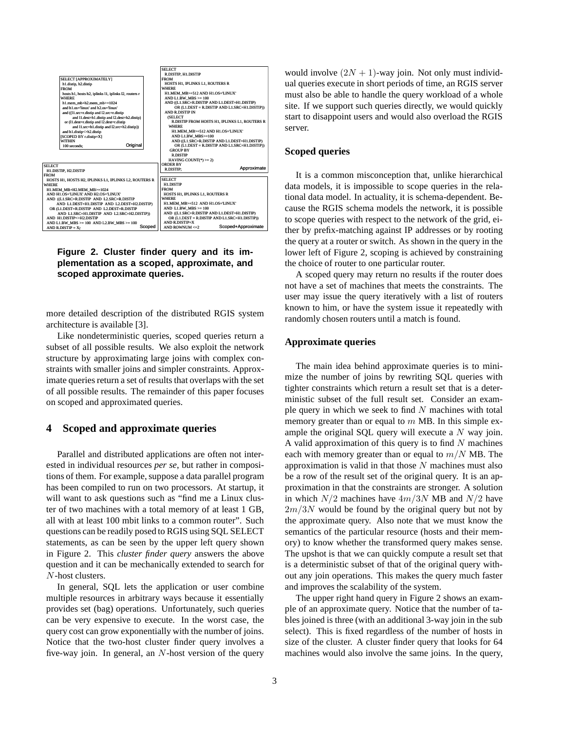```
SELECT [APPROXIMATELY]
  h1.distip, h2.distip
FROM
  hosts h1, hosts h2, iplinks l1, iplinks l2, routers r
WHERE
  h1.mem_mb+h2.mem_mb>=1024
  and h1.os='linux' and h2.os='linux'
  and ((l1.src=r.distip and l2.src=r.distip
        and l1.dest=h1.distip and l2.dest=h2.distip)
    or (l1.dest=r.distip and l2.dest=r.distip
        and l1.src=h1.distip and l2.src=h2.distip))
  and h1.distip<>h2.distip
[SCOPED BY r.distip=X]
WITHIN
  100 seconds;
```
Original

```
SELECT
  R.DISTIP, H1.DISTIP
FROM
  HOSTS H1, IPLINKS L1, ROUTERS R
WHERE
  H1.MEM_MB>=512 AND H1.OS='LINUX'
  AND L1.BW_MBS >= 100
  AND ((L1.SRC=R.DISTIP AND L1.DEST=H1.DISTIP)
       OR (L1.DEST = R.DISTIP AND L1.SRC=H1.DISTIP))
  AND R.DISTIP IN
    (SELECT
      R.DISTIP FROM HOSTS H1, IPLINKS L1, ROUTERS R
     WHERE
      H1.MEM_MB>=512 AND H1.OS='LINUX'
      AND L1.BW_MBS>=100
      AND ((L1.SRC=R.DISTIP AND L1.DEST=H1.DISTIP)
        OR (L1.DEST = R.DISTIP AND L1.SRC=H1.DISTIP))
     GROUP BY
      R.DISTIP
     HAVING COUNT(*) >= 2)
ORDER BY
  R.DISTIP;
```
Approximate

```
SELECT
  H1.DISTIP, H2.DISTIP
FROM
  HOSTS H1, HOSTS H2, IPLINKS L1, IPLINKS L2, ROUTERS R
WHERE
  H1.MEM_MB+H2.MEM_MB>=1024
  AND H1.OS='LINUX' AND H2.OS='LINUX'
  AND ((L1.SRC=R.DISTIP AND L2.SRC=R.DISTIP
        AND L1.DEST=H1.DISTIP AND L2.DEST=H2.DISTIP)
    OR (L1.DEST=R.DISTIP AND L2.DEST=R.DISTIP
        AND L1.SRC=H1.DISTIP AND L2.SRC=H2.DISTIP))
  AND H1.DISTIP<>H2.DISTIP
  AND L1.BW_MBS >= 100 AND L2.BW_MBS >= 100
  AND R.DISTIP = X;
```
Scoped

```
SELECT
  H1.DISTIP
FROM
  HOSTS H1, IPLINKS L1, ROUTERS R
WHERE
  H1.MEM_MB>=512 AND H1.OS='LINUX'
  AND L1.BW_MBS >= 100
  AND ((L1.SRC=R.DISTIP AND L1.DEST=H1.DISTIP)
    OR (L1.DEST = R.DISTIP AND L1.SRC=H1.DISTIP))
  AND R.DISTIP=X
  AND ROWNUM <=2
```
Scoped+Approximate

**Figure 2. Cluster finder query and its implementation as a scoped, approximate, and scoped approximate queries.**

more detailed description of the distributed RGIS system architecture is available [3].

Like nondeterministic queries, scoped queries return a subset of all possible results. We also exploit the network structure by approximating large joins with complex constraints with smaller joins and simpler constraints. Approximate queries return a set of results that overlaps with the set of all possible results. The remainder of this paper focuses on scoped and approximated queries.

## 4 Scoped and approximate queries

Parallel and distributed applications are often not interested in individual resources *per se*, but rather in compositions of them. For example, suppose a data parallel program has been compiled to run on two processors. At startup, it will want to ask questions such as "find me a Linux cluster of two machines with a total memory of at least 1 GB, all with at least 100 mbit links to a common router". Such questions can be readily posed to RGIS using SQL SELECT statements, as can be seen by the upper left query shown in Figure 2. This *cluster finder query* answers the above question and it can be mechanically extended to search for $N$-host clusters.

In general, SQL lets the application or user combine multiple resources in arbitrary ways because it essentially provides set (bag) operations. Unfortunately, such queries can be very expensive to execute. In the worst case, the query cost can grow exponentially with the number of joins. Notice that the two-host cluster finder query involves a five-way join. In general, an $N$-host version of the query would involve $(2N + 1)$-way join. Not only must individual queries execute in short periods of time, an RGIS server must also be able to handle the query workload of a whole site. If we support such queries directly, we would quickly start to disappoint users and would also overload the RGIS server.

### Scoped queries

It is a common misconception that, unlike hierarchical data models, it is impossible to scope queries in the relational data model. In actuality, it is schema-dependent. Because the RGIS schema models the network, it is possible to scope queries with respect to the network of the grid, either by prefix-matching against IP addresses or by rooting the query at a router or switch. As shown in the query in the lower left of Figure 2, scoping is achieved by constraining the choice of router to one particular router.

A scoped query may return no results if the router does not have a set of machines that meets the constraints. The user may issue the query iteratively with a list of routers known to him, or have the system issue it repeatedly with randomly chosen routers until a match is found.

### Approximate queries

The main idea behind approximate queries is to minimize the number of joins by rewriting SQL queries with tighter constraints which return a result set that is a deterministic subset of the full result set. Consider an example query in which we seek to find $N$ machines with total memory greater than or equal to $m$ MB. In this simple example the original SQL query will execute a $N$ way join. A valid approximation of this query is to find $N$ machines each with memory greater than or equal to $m/N$ MB. The approximation is valid in that those $N$ machines must also be a row of the result set of the original query. It is an approximation in that the constraints are stronger. A solution in which $N/2$ machines have $4m/3N$ MB and $N/2$ have $2m/3N$ would be found by the original query but not by the approximate query. Also note that we must know the semantics of the particular resource (hosts and their memory) to know whether the transformed query makes sense. The upshot is that we can quickly compute a result set that is a deterministic subset of that of the original query without any join operations. This makes the query much faster and improves the scalability of the system.

The upper right hand query in Figure 2 shows an example of an approximate query. Notice that the number of tables joined is three (with an additional 3-way join in the sub select). This is fixed regardless of the number of hosts in size of the cluster. A cluster finder query that looks for 64 machines would also involve the same joins. In the query,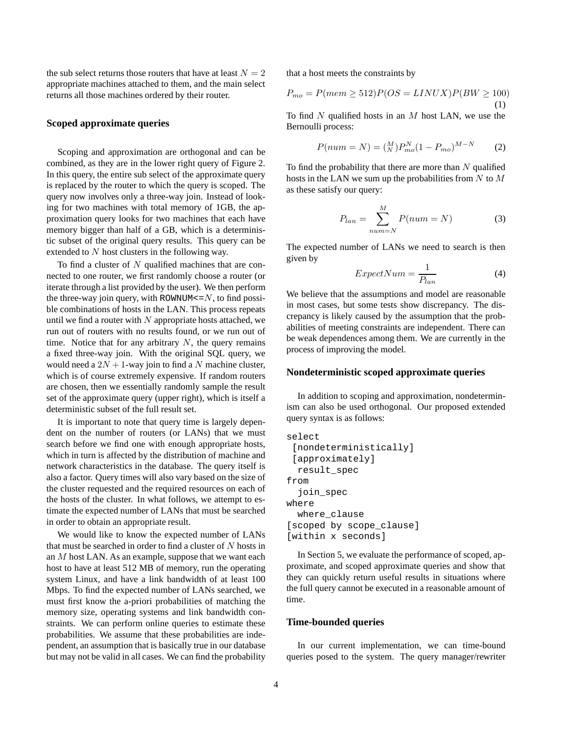the sub select returns those routers that have at least $N = 2$ appropriate machines attached to them, and the main select returns all those machines ordered by their router.

### Scoped approximate queries

Scoping and approximation are orthogonal and can be combined, as they are in the lower right query of Figure 2. In this query, the entire sub select of the approximate query is replaced by the router to which the query is scoped. The query now involves only a three-way join. Instead of looking for two machines with total memory of 1GB, the approximation query looks for two machines that each have memory bigger than half of a GB, which is a deterministic subset of the original query results. This query can be extended to $N$ host clusters in the following way.

To find a cluster of $N$ qualified machines that are connected to one router, we first randomly choose a router (or iterate through a list provided by the user). We then perform the three-way join query, with ROWNUM<=$N$, to find possible combinations of hosts in the LAN. This process repeats until we find a router with $N$ appropriate hosts attached, we run out of routers with no results found, or we run out of time. Notice that for any arbitrary $N$, the query remains a fixed three-way join. With the original SQL query, we would need a $2N + 1$-way join to find a $N$ machine cluster, which is of course extremely expensive. If random routers are chosen, then we essentially randomly sample the result set of the approximate query (upper right), which is itself a deterministic subset of the full result set.

It is important to note that query time is largely dependent on the number of routers (or LANs) that we must search before we find one with enough appropriate hosts, which in turn is affected by the distribution of machine and network characteristics in the database. The query itself is also a factor. Query times will also vary based on the size of the cluster requested and the required resources on each of the hosts of the cluster. In what follows, we attempt to estimate the expected number of LANs that must be searched in order to obtain an appropriate result.

We would like to know the expected number of LANs that must be searched in order to find a cluster of $N$ hosts in an $M$ host LAN. As an example, suppose that we want each host to have at least 512 MB of memory, run the operating system Linux, and have a link bandwidth of at least 100 Mbps. To find the expected number of LANs searched, we must first know the a-priori probabilities of matching the memory size, operating systems and link bandwidth constraints. We can perform online queries to estimate these probabilities. We assume that these probabilities are independent, an assumption that is basically true in our database but may not be valid in all cases. We can find the probability that a host meets the constraints by

$$P_{mo} = P(mem \geq 512)P(OS = LINUX)P(BW \geq 100) \quad (1)$$

To find $N$ qualified hosts in an $M$ host LAN, we use the Bernoulli process:

$$P(num = N) = \binom{M}{N} P_{mo}^{N}(1 - P_{mo})^{M-N} \quad (2)$$

To find the probability that there are more than $N$ qualified hosts in the LAN we sum up the probabilities from $N$ to $M$ as these satisfy our query:

$$P_{lan} = \sum_{num=N}^{M} P(num = N) \quad (3)$$

The expected number of LANs we need to search is then given by

$$ExpectNum = \frac{1}{P_{lan}} \quad (4)$$

We believe that the assumptions and model are reasonable in most cases, but some tests show discrepancy. The discrepancy is likely caused by the assumption that the probabilities of meeting constraints are independent. There can be weak dependences among them. We are currently in the process of improving the model.

### Nondeterministic scoped approximate queries

In addition to scoping and approximation, nondeterminism can also be used orthogonal. Our proposed extended query syntax is as follows:

```
select
 [nondeterministically]
 [approximately]
  result_spec
from
  join_spec
where
  where_clause
[scoped by scope_clause]
[within x seconds]
```

In Section 5, we evaluate the performance of scoped, approximate, and scoped approximate queries and show that they can quickly return useful results in situations where the full query cannot be executed in a reasonable amount of time.

### Time-bounded queries

In our current implementation, we can time-bound queries posed to the system. The query manager/rewriter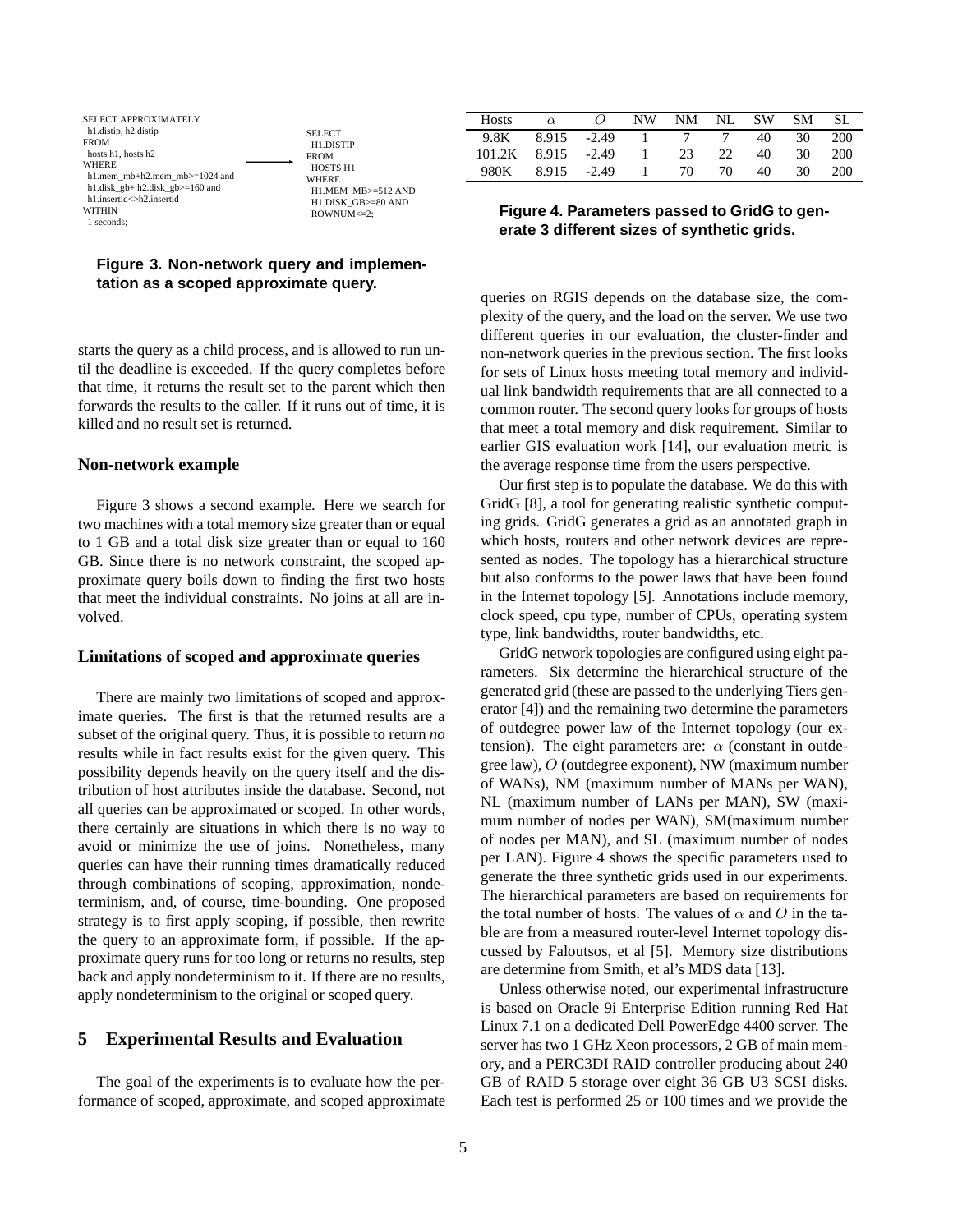```
SELECT APPROXIMATELY
  h1.distip, h2.distip
FROM
  hosts h1, hosts h2
WHERE
  h1.mem_mb+h2.mem_mb>=1024 and
  h1.disk_gb+ h2.disk_gb>=160 and
  h1.insertid<>h2.insertid
WITHIN
  1 seconds;
```

```
SELECT
  H1.DISTIP
FROM
  HOSTS H1
WHERE
  H1.MEM_MB>=512 AND
  H1.DISK_GB>=80 AND
  ROWNUM<=2;
```

**Figure 3. Non-network query and implementation as a scoped approximate query.**

starts the query as a child process, and is allowed to run until the deadline is exceeded. If the query completes before that time, it returns the result set to the parent which then forwards the results to the caller. If it runs out of time, it is killed and no result set is returned.

### Non-network example

Figure 3 shows a second example. Here we search for two machines with a total memory size greater than or equal to 1 GB and a total disk size greater than or equal to 160 GB. Since there is no network constraint, the scoped approximate query boils down to finding the first two hosts that meet the individual constraints. No joins at all are involved.

### Limitations of scoped and approximate queries

There are mainly two limitations of scoped and approximate queries. The first is that the returned results are a subset of the original query. Thus, it is possible to return *no* results while in fact results exist for the given query. This possibility depends heavily on the query itself and the distribution of host attributes inside the database. Second, not all queries can be approximated or scoped. In other words, there certainly are situations in which there is no way to avoid or minimize the use of joins. Nonetheless, many queries can have their running times dramatically reduced through combinations of scoping, approximation, nondeterminism, and, of course, time-bounding. One proposed strategy is to first apply scoping, if possible, then rewrite the query to an approximate form, if possible. If the approximate query runs for too long or returns no results, step back and apply nondeterminism to it. If there are no results, apply nondeterminism to the original or scoped query.

## 5 Experimental Results and Evaluation

The goal of the experiments is to evaluate how the performance of scoped, approximate, and scoped approximate queries on RGIS depends on the database size, the complexity of the query, and the load on the server. We use two different queries in our evaluation, the cluster-finder and non-network queries in the previous section. The first looks for sets of Linux hosts meeting total memory and individual link bandwidth requirements that are all connected to a common router. The second query looks for groups of hosts that meet a total memory and disk requirement. Similar to earlier GIS evaluation work [14], our evaluation metric is the average response time from the users perspective.

| Hosts | $\alpha$ | $O$ | NW | NM | NL | SW | SM | SL |
|---|---|---|---|---|---|---|---|---|
| 9.8K | 8.915 | -2.49 | 1 | 7 | 7 | 40 | 30 | 200 |
| 101.2K | 8.915 | -2.49 | 1 | 23 | 22 | 40 | 30 | 200 |
| 980K | 8.915 | -2.49 | 1 | 70 | 70 | 40 | 30 | 200 |

**Figure 4. Parameters passed to GridG to generate 3 different sizes of synthetic grids.**

Our first step is to populate the database. We do this with GridG [8], a tool for generating realistic synthetic computing grids. GridG generates a grid as an annotated graph in which hosts, routers and other network devices are represented as nodes. The topology has a hierarchical structure but also conforms to the power laws that have been found in the Internet topology [5]. Annotations include memory, clock speed, cpu type, number of CPUs, operating system type, link bandwidths, router bandwidths, etc.

GridG network topologies are configured using eight parameters. Six determine the hierarchical structure of the generated grid (these are passed to the underlying Tiers generator [4]) and the remaining two determine the parameters of outdegree power law of the Internet topology (our extension). The eight parameters are: $\alpha$ (constant in outdegree law), $O$ (outdegree exponent), NW (maximum number of WANs), NM (maximum number of MANs per WAN), NL (maximum number of LANs per MAN), SW (maximum number of nodes per WAN), SM(maximum number of nodes per MAN), and SL (maximum number of nodes per LAN). Figure 4 shows the specific parameters used to generate the three synthetic grids used in our experiments. The hierarchical parameters are based on requirements for the total number of hosts. The values of $\alpha$ and $O$ in the table are from a measured router-level Internet topology discussed by Faloutsos, et al [5]. Memory size distributions are determine from Smith, et al's MDS data [13].

Unless otherwise noted, our experimental infrastructure is based on Oracle 9i Enterprise Edition running Red Hat Linux 7.1 on a dedicated Dell PowerEdge 4400 server. The server has two 1 GHz Xeon processors, 2 GB of main memory, and a PERC3DI RAID controller producing about 240 GB of RAID 5 storage over eight 36 GB U3 SCSI disks. Each test is performed 25 or 100 times and we provide the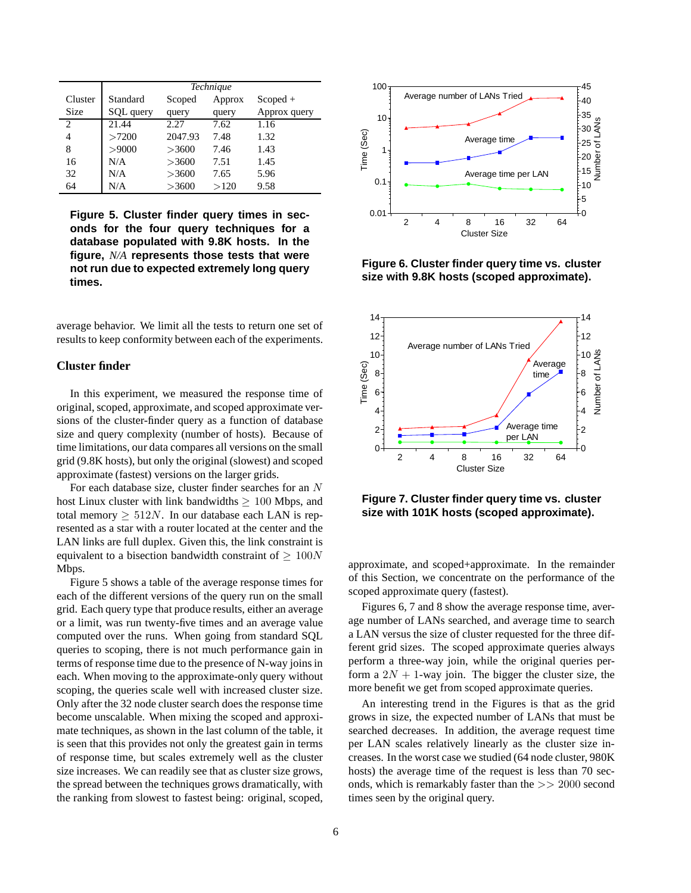| Cluster Size | Technique | | | |
|---|---|---|---|---|
| | Standard SQL query | Scoped query | Approx query | Scoped + Approx query |
| 2 | 21.44 | 2.27 | 7.62 | 1.16 |
| 4 | >7200 | 2047.93 | 7.48 | 1.32 |
| 8 | >9000 | >3600 | 7.46 | 1.43 |
| 16 | N/A | >3600 | 7.51 | 1.45 |
| 32 | N/A | >3600 | 7.65 | 5.96 |
| 64 | N/A | >3600 | >120 | 9.58 |

**Figure 5. Cluster finder query times in seconds for the four query techniques for a database populated with 9.8K hosts. In the figure, *N/A* represents those tests that were not run due to expected extremely long query times.**

average behavior. We limit all the tests to return one set of results to keep conformity between each of the experiments.

## Cluster finder

In this experiment, we measured the response time of original, scoped, approximate, and scoped approximate versions of the cluster-finder query as a function of database size and query complexity (number of hosts). Because of time limitations, our data compares all versions on the small grid (9.8K hosts), but only the original (slowest) and scoped approximate (fastest) versions on the larger grids.

For each database size, cluster finder searches for an $N$ host Linux cluster with link bandwidths $\geq 100$ Mbps, and total memory $\geq 512N$. In our database each LAN is represented as a star with a router located at the center and the LAN links are full duplex. Given this, the link constraint is equivalent to a bisection bandwidth constraint of $\geq 100N$ Mbps.

Figure 5 shows a table of the average response times for each of the different versions of the query run on the small grid. Each query type that produce results, either an average or a limit, was run twenty-five times and an average value computed over the runs. When going from standard SQL queries to scoping, there is not much performance gain in terms of response time due to the presence of N-way joins in each. When moving to the approximate-only query without scoping, the queries scale well with increased cluster size. Only after the 32 node cluster search does the response time become unscalable. When mixing the scoped and approximate techniques, as shown in the last column of the table, it is seen that this provides not only the greatest gain in terms of response time, but scales extremely well as the cluster size increases. We can readily see that as cluster size grows, the spread between the techniques grows dramatically, with the ranking from slowest to fastest being: original, scoped, approximate, and scoped+approximate. In the remainder of this Section, we concentrate on the performance of the scoped approximate query (fastest).

**Figure 6. Cluster finder query time vs. cluster size with 9.8K hosts (scoped approximate).**

**Figure 7. Cluster finder query time vs. cluster size with 101K hosts (scoped approximate).**

Figures 6, 7 and 8 show the average response time, average number of LANs searched, and average time to search a LAN versus the size of cluster requested for the three different grid sizes. The scoped approximate queries always perform a three-way join, while the original queries perform a $2N + 1$-way join. The bigger the cluster size, the more benefit we get from scoped approximate queries.

An interesting trend in the Figures is that as the grid grows in size, the expected number of LANs that must be searched decreases. In addition, the average request time per LAN scales relatively linearly as the cluster size increases. In the worst case we studied (64 node cluster, 980K hosts) the average time of the request is less than 70 seconds, which is remarkably faster than the $>> 2000$ second times seen by the original query.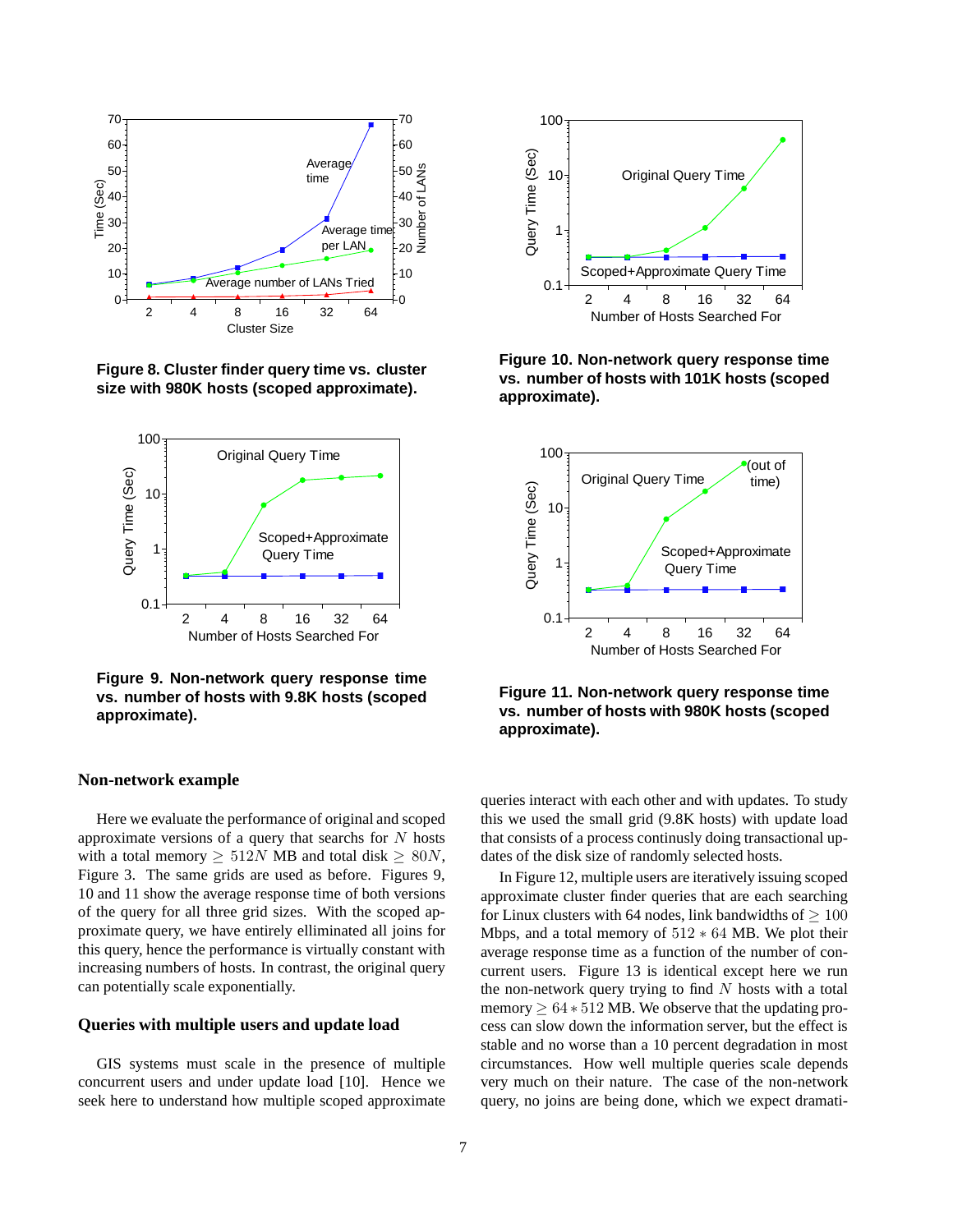**Figure 8. Cluster finder query time vs. cluster size with 980K hosts (scoped approximate).**

**Figure 9. Non-network query response time vs. number of hosts with 9.8K hosts (scoped approximate).**

**Figure 10. Non-network query response time vs. number of hosts with 101K hosts (scoped approximate).**

**Figure 11. Non-network query response time vs. number of hosts with 980K hosts (scoped approximate).**

### Non-network example

Here we evaluate the performance of original and scoped approximate versions of a query that searchs for $N$ hosts with a total memory $\geq 512N$ MB and total disk $\geq 80N$, Figure 3. The same grids are used as before. Figures 9, 10 and 11 show the average response time of both versions of the query for all three grid sizes. With the scoped approximate query, we have entirely elliminated all joins for this query, hence the performance is virtually constant with increasing numbers of hosts. In contrast, the original query can potentially scale exponentially.

### Queries with multiple users and update load

GIS systems must scale in the presence of multiple concurrent users and under update load [10]. Hence we seek here to understand how multiple scoped approximate queries interact with each other and with updates. To study this we used the small grid (9.8K hosts) with update load that consists of a process continusly doing transactional updates of the disk size of randomly selected hosts.

In Figure 12, multiple users are iteratively issuing scoped approximate cluster finder queries that are each searching for Linux clusters with 64 nodes, link bandwidths of $\geq 100$ Mbps, and a total memory of $512 * 64$ MB. We plot their average response time as a function of the number of concurrent users. Figure 13 is identical except here we run the non-network query trying to find $N$ hosts with a total memory $\geq 64 * 512$ MB. We observe that the updating process can slow down the information server, but the effect is stable and no worse than a 10 percent degradation in most circumstances. How well multiple queries scale depends very much on their nature. The case of the non-network query, no joins are being done, which we expect dramati-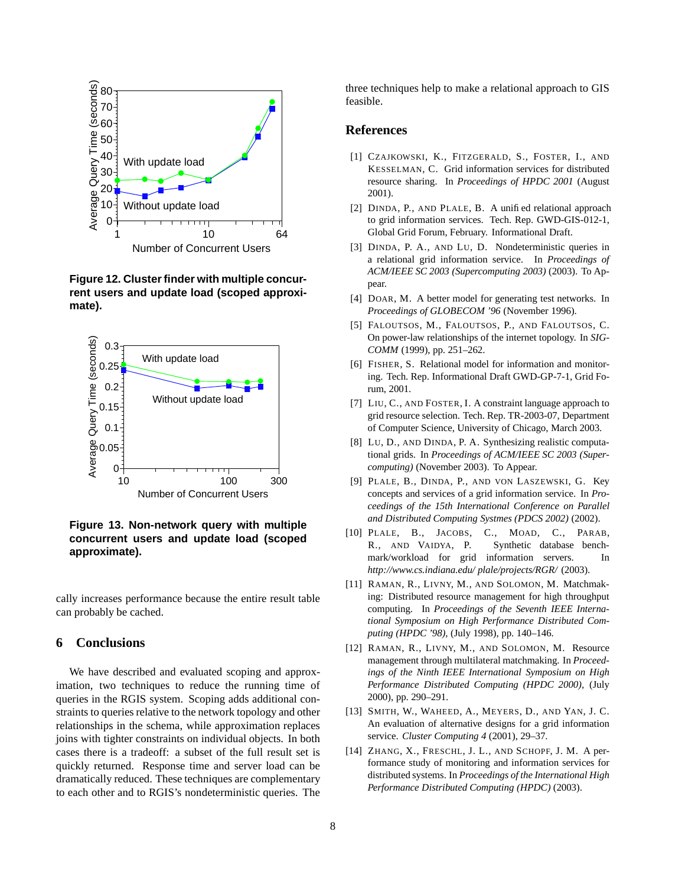Average Query Time (seconds)
80
70
60
50
40
30
20
10
0
With update load
Without update load
1
10
64
Number of Concurrent Users

**Figure 12. Cluster finder with multiple concurrent users and update load (scoped approximate).**

Average Query Time (seconds)
0.3
0.25
0.2
0.15
0.1
0.05
0
With update load
Without update load
10
100
300
Number of Concurrent Users

**Figure 13. Non-network query with multiple concurrent users and update load (scoped approximate).**

cally increases performance because the entire result table can probably be cached.

## 6 Conclusions

We have described and evaluated scoping and approximation, two techniques to reduce the running time of queries in the RGIS system. Scoping adds additional constraints to queries relative to the network topology and other relationships in the schema, while approximation replaces joins with tighter constraints on individual objects. In both cases there is a tradeoff: a subset of the full result set is quickly returned. Response time and server load can be dramatically reduced. These techniques are complementary to each other and to RGIS's nondeterministic queries. The three techniques help to make a relational approach to GIS feasible.

## References

[1] Czajkowski, K., Fitzgerald, S., Foster, I., and Kesselman, C. Grid information services for distributed resource sharing. In *Proceedings of HPDC 2001* (August 2001).

[2] Dinda, P., and Plale, B. A unified relational approach to grid information services. Tech. Rep. GWD-GIS-012-1, Global Grid Forum, February. Informational Draft.

[3] Dinda, P. A., and Lu, D. Nondeterministic queries in a relational grid information service. In *Proceedings of ACM/IEEE SC 2003 (Supercomputing 2003)* (2003). To Appear.

[4] Doar, M. A better model for generating test networks. In *Proceedings of GLOBECOM '96* (November 1996).

[5] Faloutsos, M., Faloutsos, P., and Faloutsos, C. On power-law relationships of the internet topology. In *SIGCOMM* (1999), pp. 251–262.

[6] Fisher, S. Relational model for information and monitoring. Tech. Rep. Informational Draft GWD-GP-7-1, Grid Forum, 2001.

[7] Liu, C., and Foster, I. A constraint language approach to grid resource selection. Tech. Rep. TR-2003-07, Department of Computer Science, University of Chicago, March 2003.

[8] Lu, D., and Dinda, P. A. Synthesizing realistic computational grids. In *Proceedings of ACM/IEEE SC 2003 (Supercomputing)* (November 2003). To Appear.

[9] Plale, B., Dinda, P., and von Laszewski, G. Key concepts and services of a grid information service. In *Proceedings of the 15th International Conference on Parallel and Distributed Computing Systmes (PDCS 2002)* (2002).

[10] Plale, B., Jacobs, C., Moad, C., Parab, R., and Vaidya, P. Synthetic database benchmark/workload for grid information servers. In *http://www.cs.indiana.edu/ plale/projects/RGR/* (2003).

[11] Raman, R., Livny, M., and Solomon, M. Matchmaking: Distributed resource management for high throughput computing. In *Proceedings of the Seventh IEEE International Symposium on High Performance Distributed Computing (HPDC '98)*, (July 1998), pp. 140–146.

[12] Raman, R., Livny, M., and Solomon, M. Resource management through multilateral matchmaking. In *Proceedings of the Ninth IEEE International Symposium on High Performance Distributed Computing (HPDC 2000)*, (July 2000), pp. 290–291.

[13] Smith, W., Waheed, A., Meyers, D., and Yan, J. C. An evaluation of alternative designs for a grid information service. *Cluster Computing 4* (2001), 29–37.

[14] Zhang, X., Freschl, J. L., and Schopf, J. M. A performance study of monitoring and information services for distributed systems. In *Proceedings of the International High Performance Distributed Computing (HPDC)* (2003).